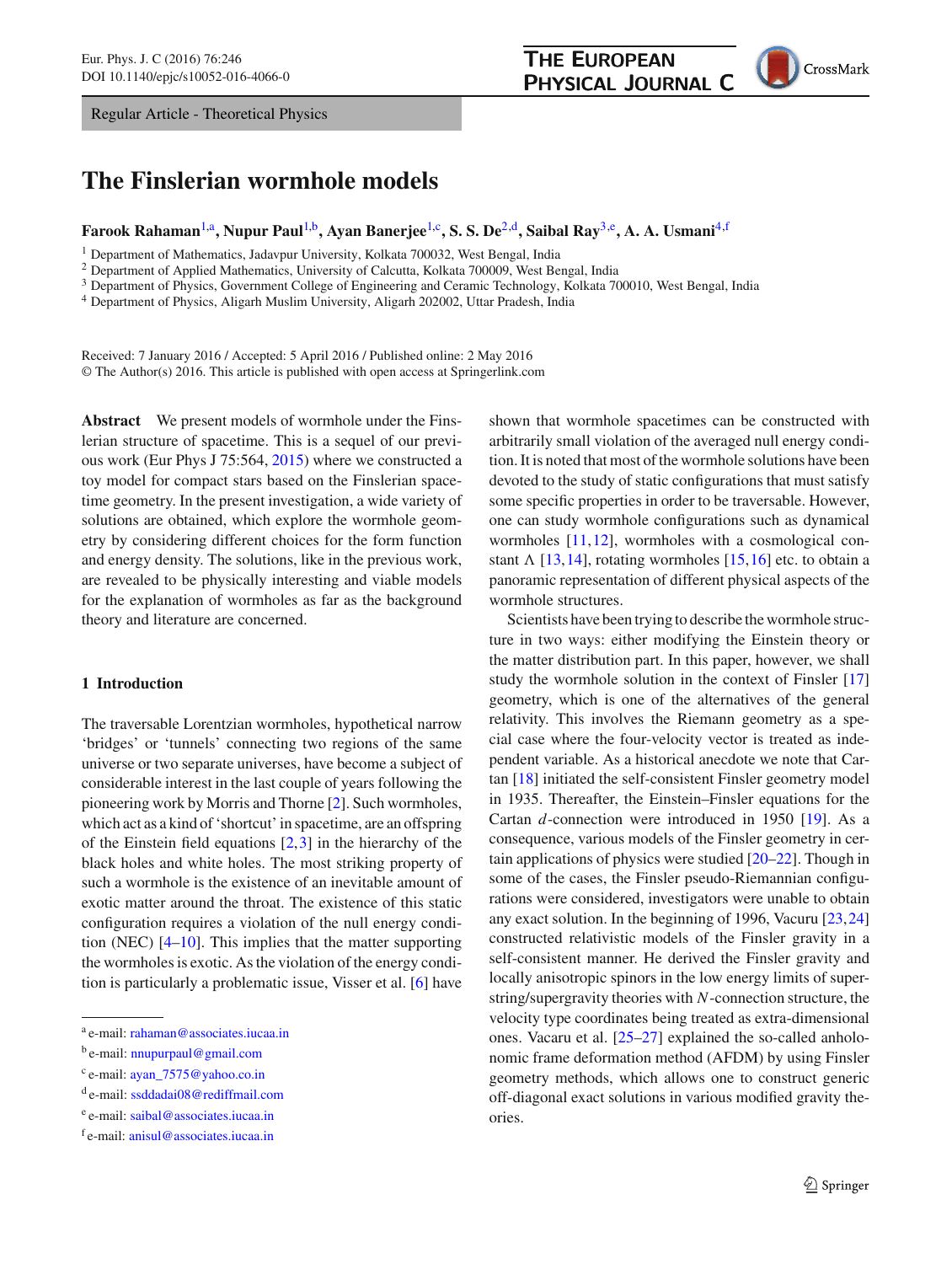Regular Article - Theoretical Physics

# The Finslerian wormhole models

**Farook Rahaman**[1,a], **Nupur Paul**[1,b], **Ayan Banerjee**[1,c], **S. S. De**[2,d], **Saibal Ray**[3,e], **A. A. Usmani**[4,f]

[1] Department of Mathematics, Jadavpur University, Kolkata 700032, West Bengal, India
[2] Department of Applied Mathematics, University of Calcutta, Kolkata 700009, West Bengal, India
[3] Department of Physics, Government College of Engineering and Ceramic Technology, Kolkata 700010, West Bengal, India
[4] Department of Physics, Aligarh Muslim University, Aligarh 202002, Uttar Pradesh, India

Received: 7 January 2016 / Accepted: 5 April 2016 / Published online: 2 May 2016
© The Author(s) 2016. This article is published with open access at Springerlink.com

**Abstract** We present models of wormhole under the Finslerian structure of spacetime. This is a sequel of our previous work (Eur Phys J 75:564, 2015) where we constructed a toy model for compact stars based on the Finslerian spacetime geometry. In the present investigation, a wide variety of solutions are obtained, which explore the wormhole geometry by considering different choices for the form function and energy density. The solutions, like in the previous work, are revealed to be physically interesting and viable models for the explanation of wormholes as far as the background theory and literature are concerned.

## 1 Introduction

The traversable Lorentzian wormholes, hypothetical narrow 'bridges' or 'tunnels' connecting two regions of the same universe or two separate universes, have become a subject of considerable interest in the last couple of years following the pioneering work by Morris and Thorne [2]. Such wormholes, which act as a kind of 'shortcut' in spacetime, are an offspring of the Einstein field equations [2,3] in the hierarchy of the black holes and white holes. The most striking property of such a wormhole is the existence of an inevitable amount of exotic matter around the throat. The existence of this static configuration requires a violation of the null energy condition (NEC) [4–10]. This implies that the matter supporting the wormholes is exotic. As the violation of the energy condition is particularly a problematic issue, Visser et al. [6] have shown that wormhole spacetimes can be constructed with arbitrarily small violation of the averaged null energy condition. It is noted that most of the wormhole solutions have been devoted to the study of static configurations that must satisfy some specific properties in order to be traversable. However, one can study wormhole configurations such as dynamical wormholes [11,12], wormholes with a cosmological constant Λ [13,14], rotating wormholes [15,16] etc. to obtain a panoramic representation of different physical aspects of the wormhole structures.

Scientists have been trying to describe the wormhole structure in two ways: either modifying the Einstein theory or the matter distribution part. In this paper, however, we shall study the wormhole solution in the context of Finsler [17] geometry, which is one of the alternatives of the general relativity. This involves the Riemann geometry as a special case where the four-velocity vector is treated as independent variable. As a historical anecdote we note that Cartan [18] initiated the self-consistent Finsler geometry model in 1935. Thereafter, the Einstein–Finsler equations for the Cartan $d$-connection were introduced in 1950 [19]. As a consequence, various models of the Finsler geometry in certain applications of physics were studied [20–22]. Though in some of the cases, the Finsler pseudo-Riemannian configurations were considered, investigators were unable to obtain any exact solution. In the beginning of 1996, Vacuru [23,24] constructed relativistic models of the Finsler gravity in a self-consistent manner. He derived the Finsler gravity and locally anisotropic spinors in the low energy limits of superstring/supergravity theories with $N$-connection structure, the velocity type coordinates being treated as extra-dimensional ones. Vacaru et al. [25–27] explained the so-called anholonomic frame deformation method (AFDM) by using Finsler geometry methods, which allows one to construct generic off-diagonal exact solutions in various modified gravity theories.

[a] e-mail: rahaman@associates.iucaa.in
[b] e-mail: nnupurpaul@gmail.com
[c] e-mail: ayan_7575@yahoo.co.in
[d] e-mail: ssddadai08@rediffmail.com
[e] e-mail: saibal@associates.iucaa.in
[f] e-mail: anisul@associates.iucaa.in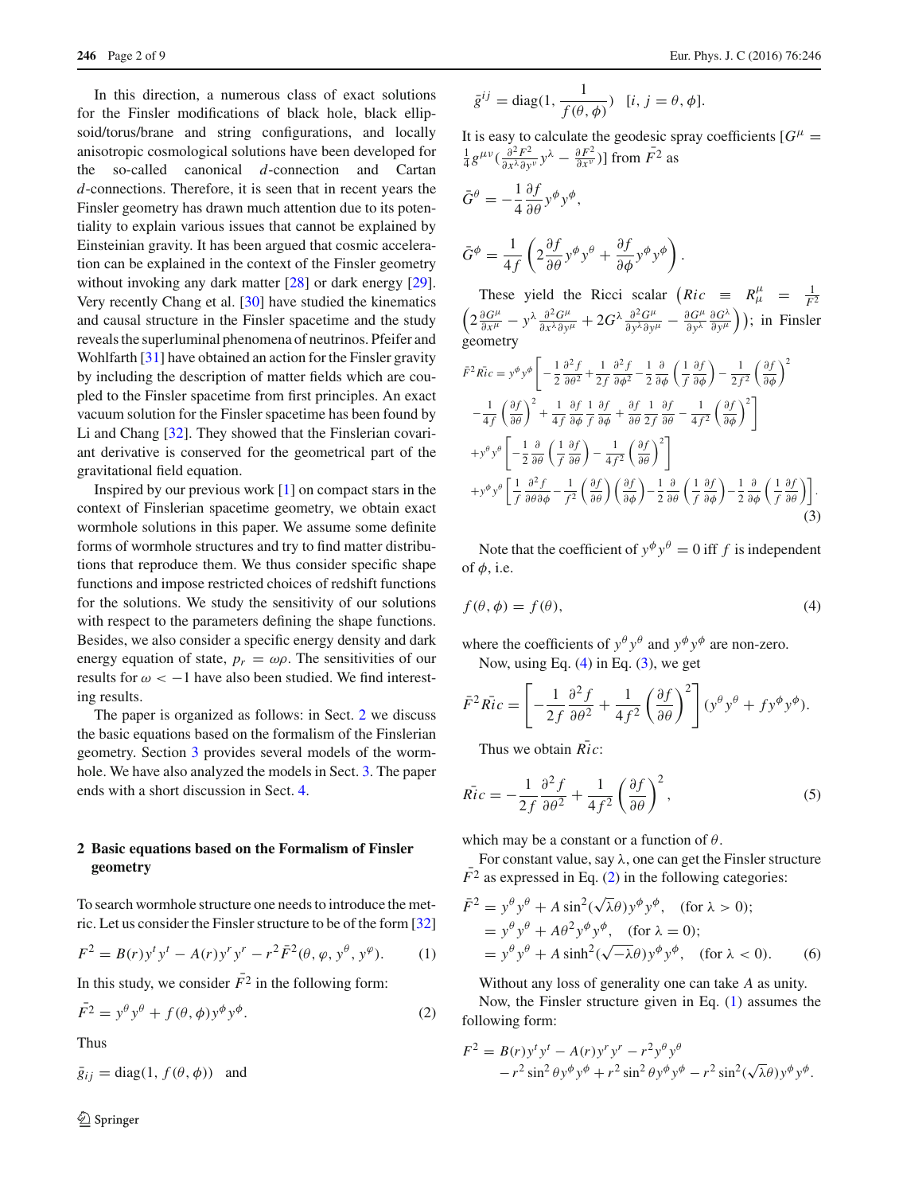In this direction, a numerous class of exact solutions for the Finsler modifications of black hole, black ellipsoid/torus/brane and string configurations, and locally anisotropic cosmological solutions have been developed for the so-called canonical $d$-connection and Cartan $d$-connections. Therefore, it is seen that in recent years the Finsler geometry has drawn much attention due to its potentiality to explain various issues that cannot be explained by Einsteinian gravity. It has been argued that cosmic acceleration can be explained in the context of the Finsler geometry without invoking any dark matter [28] or dark energy [29]. Very recently Chang et al. [30] have studied the kinematics and causal structure in the Finsler spacetime and the study reveals the superluminal phenomena of neutrinos. Pfeifer and Wohlfarth [31] have obtained an action for the Finsler gravity by including the description of matter fields which are coupled to the Finsler spacetime from first principles. An exact vacuum solution for the Finsler spacetime has been found by Li and Chang [32]. They showed that the Finslerian covariant derivative is conserved for the geometrical part of the gravitational field equation.

Inspired by our previous work [1] on compact stars in the context of Finslerian spacetime geometry, we obtain exact wormhole solutions in this paper. We assume some definite forms of wormhole structures and try to find matter distributions that reproduce them. We thus consider specific shape functions and impose restricted choices of redshift functions for the solutions. We study the sensitivity of our solutions with respect to the parameters defining the shape functions. Besides, we also consider a specific energy density and dark energy equation of state, $p_r = \omega\rho$. The sensitivities of our results for $\omega < -1$ have also been studied. We find interesting results.

The paper is organized as follows: in Sect. 2 we discuss the basic equations based on the formalism of the Finslerian geometry. Section 3 provides several models of the wormhole. We have also analyzed the models in Sect. 3. The paper ends with a short discussion in Sect. 4.

## 2 Basic equations based on the Formalism of Finsler geometry

To search wormhole structure one needs to introduce the metric. Let us consider the Finsler structure to be of the form [32]

$$F^2 = B(r)y^t y^t - A(r)y^r y^r - r^2\bar{F}^2(\theta, \varphi, y^\theta, y^\varphi). \tag{1}$$

In this study, we consider $\bar{F}^2$ in the following form:

$$\bar{F}^2 = y^\theta y^\theta + f(\theta, \phi) y^\phi y^\phi. \tag{2}$$

Thus

$\bar{g}_{ij} = \text{diag}(1, f(\theta, \phi))$ and

$$\bar{g}^{ij} = \text{diag}(1, \frac{1}{f(\theta, \phi)}) \quad [i, j = \theta, \phi].$$

It is easy to calculate the geodesic spray coefficients $[G^\mu = \frac{1}{4}g^{\mu\nu}(\frac{\partial^2 F^2}{\partial x^\lambda \partial y^\nu}y^\lambda - \frac{\partial F^2}{\partial x^\nu})]$ from $\bar{F}^2$ as

$$\bar{G}^\theta = -\frac{1}{4}\frac{\partial f}{\partial\theta}y^\phi y^\phi,$$

$$\bar{G}^\phi = \frac{1}{4f}\left(2\frac{\partial f}{\partial\theta}y^\phi y^\theta + \frac{\partial f}{\partial\phi}y^\phi y^\phi\right).$$

These yield the Ricci scalar $\left(Ric \equiv R^\mu_\mu = \frac{1}{F^2}\left(2\frac{\partial G^\mu}{\partial x^\mu} - y^\lambda \frac{\partial^2 G^\mu}{\partial x^\lambda \partial y^\mu} + 2G^\lambda \frac{\partial^2 G^\mu}{\partial y^\lambda \partial y^\mu} - \frac{\partial G^\mu}{\partial y^\lambda}\frac{\partial G^\lambda}{\partial y^\mu}\right)\right)$; in Finsler geometry

$$\begin{aligned}
\bar{F}^2\bar{Ric} &= y^\phi y^\phi\left[-\frac{1}{2}\frac{\partial^2 f}{\partial\theta^2} + \frac{1}{2f}\frac{\partial^2 f}{\partial\phi^2} - \frac{1}{2}\frac{\partial}{\partial\phi}\left(\frac{1}{f}\frac{\partial f}{\partial\phi}\right) - \frac{1}{2f^2}\left(\frac{\partial f}{\partial\phi}\right)^2\right.\\
&\quad\left. - \frac{1}{4f}\left(\frac{\partial f}{\partial\theta}\right)^2 + \frac{1}{4f}\frac{\partial f}{\partial\phi}\frac{1}{f}\frac{\partial f}{\partial\phi} + \frac{\partial f}{\partial\theta}\frac{1}{2f}\frac{\partial f}{\partial\theta} - \frac{1}{4f^2}\left(\frac{\partial f}{\partial\phi}\right)^2\right]\\
&\quad + y^\theta y^\theta\left[-\frac{1}{2}\frac{\partial}{\partial\theta}\left(\frac{1}{f}\frac{\partial f}{\partial\theta}\right) - \frac{1}{4f^2}\left(\frac{\partial f}{\partial\theta}\right)^2\right]\\
&\quad + y^\phi y^\theta\left[\frac{1}{f}\frac{\partial^2 f}{\partial\theta\partial\phi} - \frac{1}{f^2}\left(\frac{\partial f}{\partial\theta}\right)\left(\frac{\partial f}{\partial\phi}\right) - \frac{1}{2}\frac{\partial}{\partial\theta}\left(\frac{1}{f}\frac{\partial f}{\partial\phi}\right) - \frac{1}{2}\frac{\partial}{\partial\phi}\left(\frac{1}{f}\frac{\partial f}{\partial\theta}\right)\right].
\end{aligned} \tag{3}$$

Note that the coefficient of $y^\phi y^\theta = 0$ iff $f$ is independent of $\phi$, i.e.

$$f(\theta, \phi) = f(\theta), \tag{4}$$

where the coefficients of $y^\theta y^\theta$ and $y^\phi y^\phi$ are non-zero.

Now, using Eq. (4) in Eq. (3), we get

$$\bar{F}^2\bar{Ric} = \left[-\frac{1}{2f}\frac{\partial^2 f}{\partial\theta^2} + \frac{1}{4f^2}\left(\frac{\partial f}{\partial\theta}\right)^2\right](y^\theta y^\theta + f y^\phi y^\phi).$$

Thus we obtain $\bar{Ric}$:

$$\bar{Ric} = -\frac{1}{2f}\frac{\partial^2 f}{\partial\theta^2} + \frac{1}{4f^2}\left(\frac{\partial f}{\partial\theta}\right)^2, \tag{5}$$

which may be a constant or a function of $\theta$.

For constant value, say $\lambda$, one can get the Finsler structure $\bar{F}^2$ as expressed in Eq. (2) in the following categories:

$$\begin{aligned}
\bar{F}^2 &= y^\theta y^\theta + A\sin^2(\sqrt{\lambda}\theta)y^\phi y^\phi, \quad (\text{for } \lambda > 0);\\
&= y^\theta y^\theta + A\theta^2 y^\phi y^\phi, \quad (\text{for } \lambda = 0);\\
&= y^\theta y^\theta + A\sinh^2(\sqrt{-\lambda}\theta)y^\phi y^\phi, \quad (\text{for } \lambda < 0).
\end{aligned} \tag{6}$$

Without any loss of generality one can take $A$ as unity.

Now, the Finsler structure given in Eq. (1) assumes the following form:

$$\begin{aligned}
F^2 &= B(r)y^t y^t - A(r)y^r y^r - r^2 y^\theta y^\theta\\
&\quad - r^2\sin^2\theta y^\phi y^\phi + r^2\sin^2\theta y^\phi y^\phi - r^2\sin^2(\sqrt{\lambda}\theta)y^\phi y^\phi.
\end{aligned}$$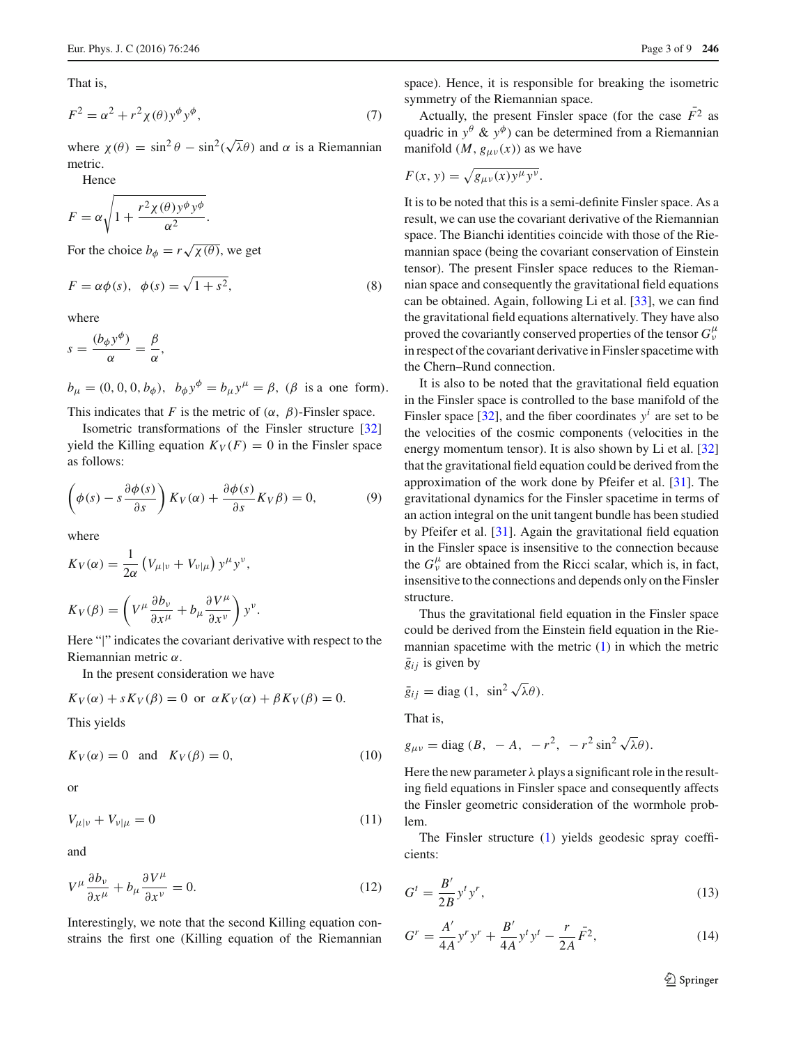That is,

$$F^2 = \alpha^2 + r^2 \chi(\theta) y^\phi y^\phi, \tag{7}$$

where $\chi(\theta) = \sin^2\theta - \sin^2(\sqrt{\lambda}\theta)$ and $\alpha$ is a Riemannian metric.

Hence

$$F = \alpha\sqrt{1 + \frac{r^2\chi(\theta)y^\phi y^\phi}{\alpha^2}}.$$

For the choice $b_\phi = r\sqrt{\chi(\theta)}$, we get

$$F = \alpha\phi(s), \ \ \phi(s) = \sqrt{1+s^2}, \tag{8}$$

where

$$s = \frac{(b_\phi y^\phi)}{\alpha} = \frac{\beta}{\alpha},$$

$b_\mu = (0, 0, 0, b_\phi)$, $\ b_\phi y^\phi = b_\mu y^\mu = \beta$, ($\beta$ is a one form).

This indicates that $F$ is the metric of $(\alpha, \beta)$-Finsler space.

Isometric transformations of the Finsler structure [32] yield the Killing equation $K_V(F) = 0$ in the Finsler space as follows:

$$\left(\phi(s) - s\frac{\partial\phi(s)}{\partial s}\right) K_V(\alpha) + \frac{\partial\phi(s)}{\partial s} K_V\beta) = 0, \tag{9}$$

where

$$K_V(\alpha) = \frac{1}{2\alpha}\left(V_{\mu|\nu} + V_{\nu|\mu}\right) y^\mu y^\nu,$$

$$K_V(\beta) = \left(V^\mu \frac{\partial b_\nu}{\partial x^\mu} + b_\mu \frac{\partial V^\mu}{\partial x^\nu}\right) y^\nu.$$

Here "|" indicates the covariant derivative with respect to the Riemannian metric $\alpha$.

In the present consideration we have

$$K_V(\alpha) + sK_V(\beta) = 0 \ \text{ or } \ \alpha K_V(\alpha) + \beta K_V(\beta) = 0.$$

This yields

$$K_V(\alpha) = 0 \ \text{ and } \ K_V(\beta) = 0, \tag{10}$$

or

$$V_{\mu|\nu} + V_{\nu|\mu} = 0 \tag{11}$$

and

$$V^\mu \frac{\partial b_\nu}{\partial x^\mu} + b_\mu \frac{\partial V^\mu}{\partial x^\nu} = 0. \tag{12}$$

Interestingly, we note that the second Killing equation constrains the first one (Killing equation of the Riemannian space). Hence, it is responsible for breaking the isometric symmetry of the Riemannian space.

Actually, the present Finsler space (for the case $\bar{F}^2$ as quadric in $y^\theta$ & $y^\phi$) can be determined from a Riemannian manifold $(M, g_{\mu\nu}(x))$ as we have

$$F(x, y) = \sqrt{g_{\mu\nu}(x) y^\mu y^\nu}.$$

It is to be noted that this is a semi-definite Finsler space. As a result, we can use the covariant derivative of the Riemannian space. The Bianchi identities coincide with those of the Riemannian space (being the covariant conservation of Einstein tensor). The present Finsler space reduces to the Riemannian space and consequently the gravitational field equations can be obtained. Again, following Li et al. [33], we can find the gravitational field equations alternatively. They have also proved the covariantly conserved properties of the tensor $G^\mu_\nu$ in respect of the covariant derivative in Finsler spacetime with the Chern–Rund connection.

It is also to be noted that the gravitational field equation in the Finsler space is controlled to the base manifold of the Finsler space [32], and the fiber coordinates $y^i$ are set to be the velocities of the cosmic components (velocities in the energy momentum tensor). It is also shown by Li et al. [32] that the gravitational field equation could be derived from the approximation of the work done by Pfeifer et al. [31]. The gravitational dynamics for the Finsler spacetime in terms of an action integral on the unit tangent bundle has been studied by Pfeifer et al. [31]. Again the gravitational field equation in the Finsler space is insensitive to the connection because the $G^\mu_\nu$ are obtained from the Ricci scalar, which is, in fact, insensitive to the connections and depends only on the Finsler structure.

Thus the gravitational field equation in the Finsler space could be derived from the Einstein field equation in the Riemannian spacetime with the metric (1) in which the metric $\bar{g}_{ij}$ is given by

$$\bar{g}_{ij} = \text{diag}\ (1, \ \sin^2\sqrt{\lambda}\theta).$$

That is,

$$g_{\mu\nu} = \text{diag}\ (B, \ -A, \ -r^2, \ -r^2\sin^2\sqrt{\lambda}\theta).$$

Here the new parameter $\lambda$ plays a significant role in the resulting field equations in Finsler space and consequently affects the Finsler geometric consideration of the wormhole problem.

The Finsler structure (1) yields geodesic spray coefficients:

$$G^t = \frac{B'}{2B} y^t y^r, \tag{13}$$

$$G^r = \frac{A'}{4A} y^r y^r + \frac{B'}{4A} y^t y^t - \frac{r}{2A}\bar{F}^2, \tag{14}$$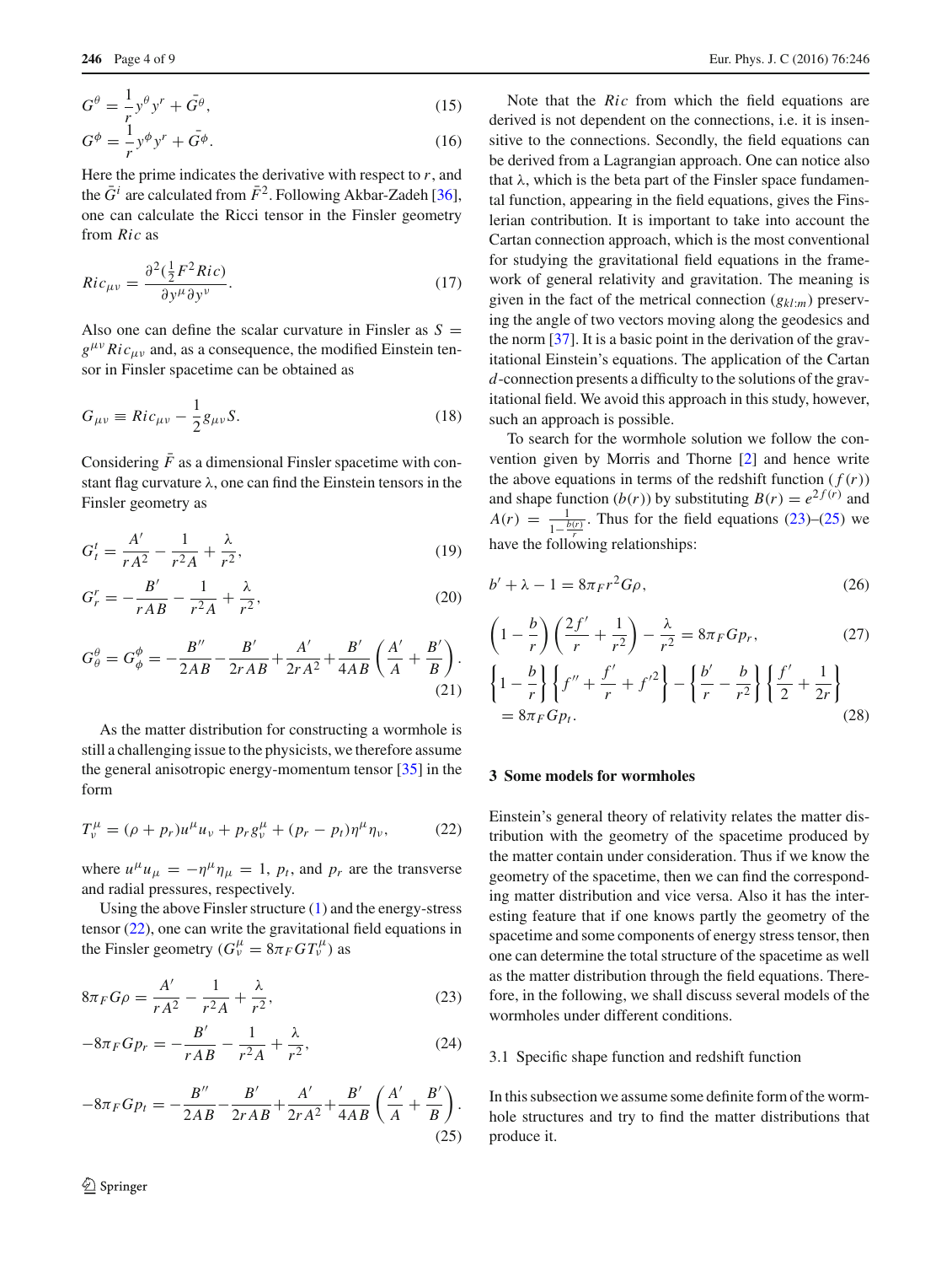$$G^{\theta} = \frac{1}{r} y^{\theta} y^{r} + \bar{G^{\theta}}, \tag{15}$$

$$G^{\phi} = \frac{1}{r} y^{\phi} y^{r} + \bar{G^{\phi}}. \tag{16}$$

Here the prime indicates the derivative with respect to $r$, and the $\bar{G}^i$ are calculated from $\bar{F}^2$. Following Akbar-Zadeh [36], one can calculate the Ricci tensor in the Finsler geometry from $Ric$ as

$$Ric_{\mu\nu} = \frac{\partial^2(\frac{1}{2}F^2 Ric)}{\partial y^{\mu} \partial y^{\nu}}. \tag{17}$$

Also one can define the scalar curvature in Finsler as $S = g^{\mu\nu} Ric_{\mu\nu}$ and, as a consequence, the modified Einstein tensor in Finsler spacetime can be obtained as

$$G_{\mu\nu} \equiv Ric_{\mu\nu} - \frac{1}{2} g_{\mu\nu} S. \tag{18}$$

Considering $\bar{F}$ as a dimensional Finsler spacetime with constant flag curvature $\lambda$, one can find the Einstein tensors in the Finsler geometry as

$$G^t_t = \frac{A'}{rA^2} - \frac{1}{r^2 A} + \frac{\lambda}{r^2}, \tag{19}$$

$$G^r_r = -\frac{B'}{rAB} - \frac{1}{r^2 A} + \frac{\lambda}{r^2}, \tag{20}$$

$$G^{\theta}_{\theta} = G^{\phi}_{\phi} = -\frac{B''}{2AB} - \frac{B'}{2rAB} + \frac{A'}{2rA^2} + \frac{B'}{4AB}\left(\frac{A'}{A} + \frac{B'}{B}\right). \tag{21}$$

As the matter distribution for constructing a wormhole is still a challenging issue to the physicists, we therefore assume the general anisotropic energy-momentum tensor [35] in the form

$$T^{\mu}_{\nu} = (\rho + p_r) u^{\mu} u_{\nu} + p_r g^{\mu}_{\nu} + (p_r - p_t) \eta^{\mu} \eta_{\nu}, \tag{22}$$

where $u^{\mu} u_{\mu} = -\eta^{\mu} \eta_{\mu} = 1$, $p_t$, and $p_r$ are the transverse and radial pressures, respectively.

Using the above Finsler structure (1) and the energy-stress tensor (22), one can write the gravitational field equations in the Finsler geometry ($G^{\mu}_{\nu} = 8\pi_F G T^{\mu}_{\nu}$) as

$$8\pi_F G \rho = \frac{A'}{rA^2} - \frac{1}{r^2 A} + \frac{\lambda}{r^2}, \tag{23}$$

$$-8\pi_F G p_r = -\frac{B'}{rAB} - \frac{1}{r^2 A} + \frac{\lambda}{r^2}, \tag{24}$$

$$-8\pi_F G p_t = -\frac{B''}{2AB} - \frac{B'}{2rAB} + \frac{A'}{2rA^2} + \frac{B'}{4AB}\left(\frac{A'}{A} + \frac{B'}{B}\right). \tag{25}$$

Note that the $Ric$ from which the field equations are derived is not dependent on the connections, i.e. it is insensitive to the connections. Secondly, the field equations can be derived from a Lagrangian approach. One can notice also that $\lambda$, which is the beta part of the Finsler space fundamental function, appearing in the field equations, gives the Finslerian contribution. It is important to take into account the Cartan connection approach, which is the most conventional for studying the gravitational field equations in the framework of general relativity and gravitation. The meaning is given in the fact of the metrical connection ($g_{kl:m}$) preserving the angle of two vectors moving along the geodesics and the norm [37]. It is a basic point in the derivation of the gravitational Einstein's equations. The application of the Cartan $d$-connection presents a difficulty to the solutions of the gravitational field. We avoid this approach in this study, however, such an approach is possible.

To search for the wormhole solution we follow the convention given by Morris and Thorne [2] and hence write the above equations in terms of the redshift function ($f(r)$) and shape function ($b(r)$) by substituting $B(r) = e^{2f(r)}$ and $A(r) = \frac{1}{1-\frac{b(r)}{r}}$. Thus for the field equations (23)–(25) we have the following relationships:

$$b' + \lambda - 1 = 8\pi_F r^2 G\rho, \tag{26}$$

$$\left(1 - \frac{b}{r}\right)\left(\frac{2f'}{r} + \frac{1}{r^2}\right) - \frac{\lambda}{r^2} = 8\pi_F G p_r, \tag{27}$$

$$\left\{1 - \frac{b}{r}\right\}\left\{f'' + \frac{f'}{r} + f'^2\right\} - \left\{\frac{b'}{r} - \frac{b}{r^2}\right\}\left\{\frac{f'}{2} + \frac{1}{2r}\right\} = 8\pi_F G p_t. \tag{28}$$

## 3 Some models for wormholes

Einstein's general theory of relativity relates the matter distribution with the geometry of the spacetime produced by the matter contain under consideration. Thus if we know the geometry of the spacetime, then we can find the corresponding matter distribution and vice versa. Also it has the interesting feature that if one knows partly the geometry of the spacetime and some components of energy stress tensor, then one can determine the total structure of the spacetime as well as the matter distribution through the field equations. Therefore, in the following, we shall discuss several models of the wormholes under different conditions.

### 3.1 Specific shape function and redshift function

In this subsection we assume some definite form of the wormhole structures and try to find the matter distributions that produce it.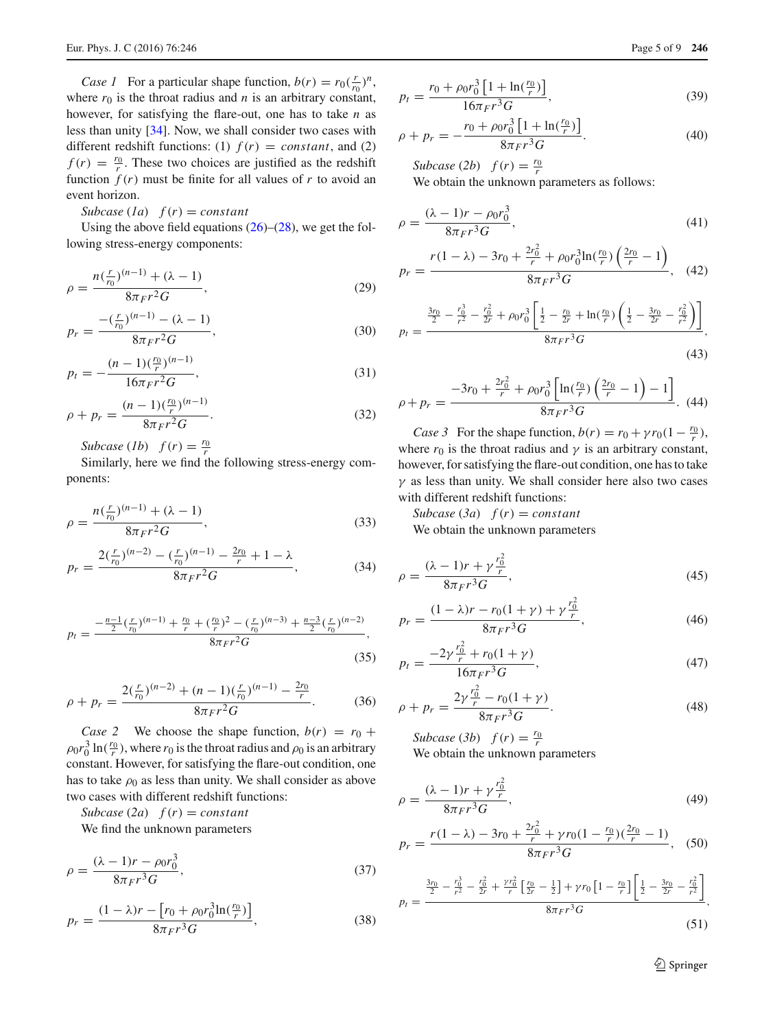*Case 1* For a particular shape function, $b(r) = r_0(\frac{r}{r_0})^n$, where $r_0$ is the throat radius and $n$ is an arbitrary constant, however, for satisfying the flare-out, one has to take $n$ as less than unity [34]. Now, we shall consider two cases with different redshift functions: (1) $f(r) = constant$, and (2) $f(r) = \frac{r_0}{r}$. These two choices are justified as the redshift function $f(r)$ must be finite for all values of $r$ to avoid an event horizon.

*Subcase (1a)* $f(r) = constant$

Using the above field equations (26)–(28), we get the following stress-energy components:

$$\rho = \frac{n(\frac{r}{r_0})^{(n-1)} + (\lambda - 1)}{8\pi_F r^2 G}, \tag{29}$$

$$p_r = \frac{-(\frac{r}{r_0})^{(n-1)} - (\lambda - 1)}{8\pi_F r^2 G}, \tag{30}$$

$$p_t = -\frac{(n-1)(\frac{r_0}{r})^{(n-1)}}{16\pi_F r^2 G}, \tag{31}$$

$$\rho + p_r = \frac{(n-1)(\frac{r_0}{r})^{(n-1)}}{8\pi_F r^2 G}. \tag{32}$$

*Subcase (1b)* $f(r) = \frac{r_0}{r}$

Similarly, here we find the following stress-energy components:

$$\rho = \frac{n(\frac{r}{r_0})^{(n-1)} + (\lambda - 1)}{8\pi_F r^2 G}, \tag{33}$$

$$p_r = \frac{2(\frac{r}{r_0})^{(n-2)} - (\frac{r}{r_0})^{(n-1)} - \frac{2r_0}{r} + 1 - \lambda}{8\pi_F r^2 G}, \tag{34}$$

$$p_t = \frac{-\frac{n-1}{2}(\frac{r}{r_0})^{(n-1)} + \frac{r_0}{r} + (\frac{r_0}{r})^2 - (\frac{r}{r_0})^{(n-3)} + \frac{n-3}{2}(\frac{r}{r_0})^{(n-2)}}{8\pi_F r^2 G}, \tag{35}$$

$$\rho + p_r = \frac{2(\frac{r}{r_0})^{(n-2)} + (n-1)(\frac{r}{r_0})^{(n-1)} - \frac{2r_0}{r}}{8\pi_F r^2 G}. \tag{36}$$

*Case 2* We choose the shape function, $b(r) = r_0 + \rho_0 r_0^3 \ln(\frac{r_0}{r})$, where $r_0$ is the throat radius and $\rho_0$ is an arbitrary constant. However, for satisfying the flare-out condition, one has to take $\rho_0$ as less than unity. We shall consider as above two cases with different redshift functions:

*Subcase (2a)* $f(r) = constant$

We find the unknown parameters

$$\rho = \frac{(\lambda - 1)r - \rho_0 r_0^3}{8\pi_F r^3 G}, \tag{37}$$

$$p_r = \frac{(1-\lambda)r - \left[r_0 + \rho_0 r_0^3 \ln(\frac{r_0}{r})\right]}{8\pi_F r^3 G}, \tag{38}$$

$$p_t = \frac{r_0 + \rho_0 r_0^3\left[1 + \ln(\frac{r_0}{r})\right]}{16\pi_F r^3 G}, \tag{39}$$

$$\rho + p_r = -\frac{r_0 + \rho_0 r_0^3\left[1 + \ln(\frac{r_0}{r})\right]}{8\pi_F r^3 G}. \tag{40}$$

*Subcase (2b)* $f(r) = \frac{r_0}{r}$

We obtain the unknown parameters as follows:

$$\rho = \frac{(\lambda - 1)r - \rho_0 r_0^3}{8\pi_F r^3 G}, \tag{41}$$

$$p_r = \frac{r(1-\lambda) - 3r_0 + \frac{2r_0^2}{r} + \rho_0 r_0^3 \ln(\frac{r_0}{r})\left(\frac{2r_0}{r} - 1\right)}{8\pi_F r^3 G}, \tag{42}$$

$$p_t = \frac{\frac{3r_0}{2} - \frac{r_0^3}{r^2} - \frac{r_0^2}{2r} + \rho_0 r_0^3\left[\frac{1}{2} - \frac{r_0}{2r} + \ln(\frac{r_0}{r})\left(\frac{1}{2} - \frac{3r_0}{2r} - \frac{r_0^2}{r^2}\right)\right]}{8\pi_F r^3 G}, \tag{43}$$

$$\rho + p_r = \frac{-3r_0 + \frac{2r_0^2}{r} + \rho_0 r_0^3\left[\ln(\frac{r_0}{r})\left(\frac{2r_0}{r} - 1\right) - 1\right]}{8\pi_F r^3 G}. \tag{44}$$

*Case 3* For the shape function, $b(r) = r_0 + \gamma r_0(1 - \frac{r_0}{r})$, where $r_0$ is the throat radius and $\gamma$ is an arbitrary constant, however, for satisfying the flare-out condition, one has to take $\gamma$ as less than unity. We shall consider here also two cases with different redshift functions:

*Subcase (3a)* $f(r) = constant$

We obtain the unknown parameters

$$\rho = \frac{(\lambda - 1)r + \gamma\frac{r_0^2}{r}}{8\pi_F r^3 G}, \tag{45}$$

$$p_r = \frac{(1-\lambda)r - r_0(1+\gamma) + \gamma\frac{r_0^2}{r}}{8\pi_F r^3 G}, \tag{46}$$

$$p_t = \frac{-2\gamma\frac{r_0^2}{r} + r_0(1+\gamma)}{16\pi_F r^3 G}, \tag{47}$$

$$\rho + p_r = \frac{2\gamma\frac{r_0^2}{r} - r_0(1+\gamma)}{8\pi_F r^3 G}. \tag{48}$$

*Subcase (3b)* $f(r) = \frac{r_0}{r}$

We obtain the unknown parameters

$$\rho = \frac{(\lambda - 1)r + \gamma\frac{r_0^2}{r}}{8\pi_F r^3 G}, \tag{49}$$

$$p_r = \frac{r(1-\lambda) - 3r_0 + \frac{2r_0^2}{r} + \gamma r_0(1 - \frac{r_0}{r})(\frac{2r_0}{r} - 1)}{8\pi_F r^3 G}, \tag{50}$$

$$p_t = \frac{\frac{3r_0}{2} - \frac{r_0^3}{r^2} - \frac{r_0^2}{2r} + \frac{\gamma r_0^2}{r}\left[\frac{r_0}{2r} - \frac{1}{2}\right] + \gamma r_0\left[1 - \frac{r_0}{r}\right]\left[\frac{1}{2} - \frac{3r_0}{2r} - \frac{r_0^2}{r^2}\right]}{8\pi_F r^3 G}, \tag{51}$$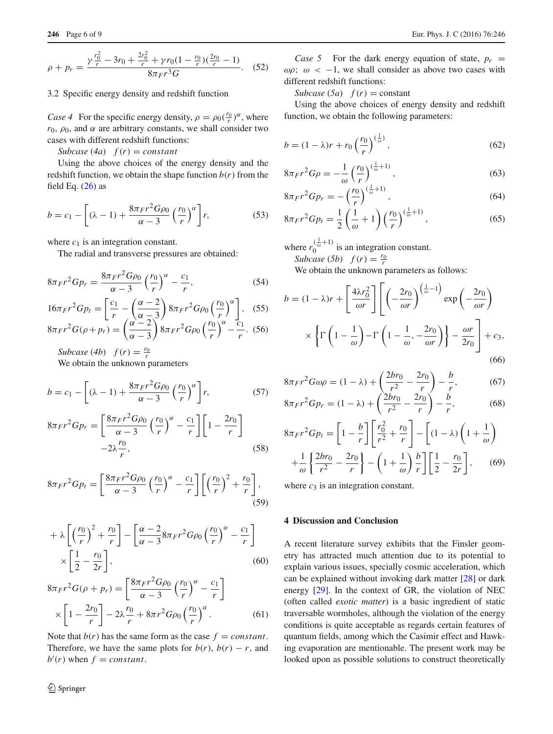$$\rho + p_r = \frac{\gamma \frac{r_0^2}{r} - 3r_0 + \frac{2r_0^2}{r} + \gamma r_0(1 - \frac{r_0}{r})(\frac{2r_0}{r} - 1)}{8\pi_F r^3 G}. \quad (52)$$

### 3.2 Specific energy density and redshift function

*Case 4* For the specific energy density, $\rho = \rho_0(\frac{r_0}{r})^\alpha$, where $r_0$, $\rho_0$, and $\alpha$ are arbitrary constants, we shall consider two cases with different redshift functions:

*Subcase (4a)* $f(r) = constant$

Using the above choices of the energy density and the redshift function, we obtain the shape function $b(r)$ from the field Eq. (26) as

$$b = c_1 - \left[(\lambda - 1) + \frac{8\pi_F r^2 G\rho_0}{\alpha - 3}\left(\frac{r_0}{r}\right)^\alpha\right] r, \quad (53)$$

where $c_1$ is an integration constant.

The radial and transverse pressures are obtained:

$$8\pi_F r^2 G p_r = \frac{8\pi_F r^2 G\rho_0}{\alpha - 3}\left(\frac{r_0}{r}\right)^\alpha - \frac{c_1}{r}, \quad (54)$$

$$16\pi_F r^2 G p_t = \left[\frac{c_1}{r} - \left(\frac{\alpha - 2}{\alpha - 3}\right) 8\pi_F r^2 G\rho_0 \left(\frac{r_0}{r}\right)^\alpha\right], \quad (55)$$

$$8\pi_F r^2 G(\rho + p_r) = \left(\frac{\alpha - 2}{\alpha - 3}\right) 8\pi_F r^2 G\rho_0 \left(\frac{r_0}{r}\right)^\alpha - \frac{c_1}{r}. \quad (56)$$

*Subcase (4b)* $f(r) = \frac{r_0}{r}$

We obtain the unknown parameters

$$b = c_1 - \left[(\lambda - 1) + \frac{8\pi_F r^2 G\rho_0}{\alpha - 3}\left(\frac{r_0}{r}\right)^\alpha\right] r, \quad (57)$$

$$8\pi_F r^2 G p_r = \left[\frac{8\pi_F r^2 G\rho_0}{\alpha - 3}\left(\frac{r_0}{r}\right)^\alpha - \frac{c_1}{r}\right]\left[1 - \frac{2r_0}{r}\right] - 2\lambda\frac{r_0}{r}, \quad (58)$$

$$8\pi_F r^2 G p_t = \left[\frac{8\pi_F r^2 G\rho_0}{\alpha - 3}\left(\frac{r_0}{r}\right)^\alpha - \frac{c_1}{r}\right]\left[\left(\frac{r_0}{r}\right)^2 + \frac{r_0}{r}\right], \quad (59)$$

$$+ \lambda\left[\left(\frac{r_0}{r}\right)^2 + \frac{r_0}{r}\right] - \left[\frac{\alpha - 2}{\alpha - 3} 8\pi_F r^2 G\rho_0 \left(\frac{r_0}{r}\right)^\alpha - \frac{c_1}{r}\right] \times \left[\frac{1}{2} - \frac{r_0}{2r}\right], \quad (60)$$

$$8\pi_F r^2 G(\rho + p_r) = \left[\frac{8\pi_F r^2 G\rho_0}{\alpha - 3}\left(\frac{r_0}{r}\right)^\alpha - \frac{c_1}{r}\right] \times \left[1 - \frac{2r_0}{r}\right] - 2\lambda\frac{r_0}{r} + 8\pi r^2 G\rho_0\left(\frac{r_0}{r}\right)^\alpha. \quad (61)$$

Note that $b(r)$ has the same form as the case $f = constant$. Therefore, we have the same plots for $b(r)$, $b(r) - r$, and $b'(r)$ when $f = constant$.

*Case 5* For the dark energy equation of state, $p_r = \omega\rho$; $\omega < -1$, we shall consider as above two cases with different redshift functions:

*Subcase (5a)* $f(r) = \text{constant}$

Using the above choices of energy density and redshift function, we obtain the following parameters:

$$b = (1 - \lambda)r + r_0\left(\frac{r_0}{r}\right)^{(\frac{1}{\omega})}, \quad (62)$$

$$8\pi_F r^2 G\rho = -\frac{1}{\omega}\left(\frac{r_0}{r}\right)^{(\frac{1}{\omega}+1)}, \quad (63)$$

$$8\pi_F r^2 G p_r = -\left(\frac{r_0}{r}\right)^{(\frac{1}{\omega}+1)}, \quad (64)$$

$$8\pi_F r^2 G p_t = \frac{1}{2}\left(\frac{1}{\omega} + 1\right)\left(\frac{r_0}{r}\right)^{(\frac{1}{\omega}+1)}, \quad (65)$$

where $r_0^{(\frac{1}{\omega}+1)}$ is an integration constant.

*Subcase (5b)* $f(r) = \frac{r_0}{r}$

We obtain the unknown parameters as follows:

$$b = (1 - \lambda)r + \left[\frac{4\lambda r_0^2}{\omega r}\right]\left[\left(-\frac{2r_0}{\omega r}\right)^{\left(\frac{1}{\omega}-1\right)}\exp\left(-\frac{2r_0}{\omega r}\right) \times \left\{\Gamma\left(1 - \frac{1}{\omega}\right) - \Gamma\left(1 - \frac{1}{\omega}, -\frac{2r_0}{\omega r}\right)\right\} - \frac{\omega r}{2r_0}\right] + c_3, \quad (66)$$

$$8\pi_F r^2 G\omega\rho = (1 - \lambda) + \left(\frac{2br_0}{r^2} - \frac{2r_0}{r}\right) - \frac{b}{r}, \quad (67)$$

$$8\pi_F r^2 G p_r = (1 - \lambda) + \left(\frac{2br_0}{r^2} - \frac{2r_0}{r}\right) - \frac{b}{r}, \quad (68)$$

$$8\pi_F r^2 G p_t = \left[1 - \frac{b}{r}\right]\left[\frac{r_0^2}{r^2} + \frac{r_0}{r}\right] - \left[(1 - \lambda)\left(1 + \frac{1}{\omega}\right) + \frac{1}{\omega}\left\{\frac{2br_0}{r^2} - \frac{2r_0}{r}\right\} - \left(1 + \frac{1}{\omega}\right)\frac{b}{r}\right]\left[\frac{1}{2} - \frac{r_0}{2r}\right], \quad (69)$$

where $c_3$ is an integration constant.

## 4 Discussion and Conclusion

A recent literature survey exhibits that the Finsler geometry has attracted much attention due to its potential to explain various issues, specially cosmic acceleration, which can be explained without invoking dark matter [28] or dark energy [29]. In the context of GR, the violation of NEC (often called *exotic matter*) is a basic ingredient of static traversable wormholes, although the violation of the energy conditions is quite acceptable as regards certain features of quantum fields, among which the Casimir effect and Hawking evaporation are mentionable. The present work may be looked upon as possible solutions to construct theoretically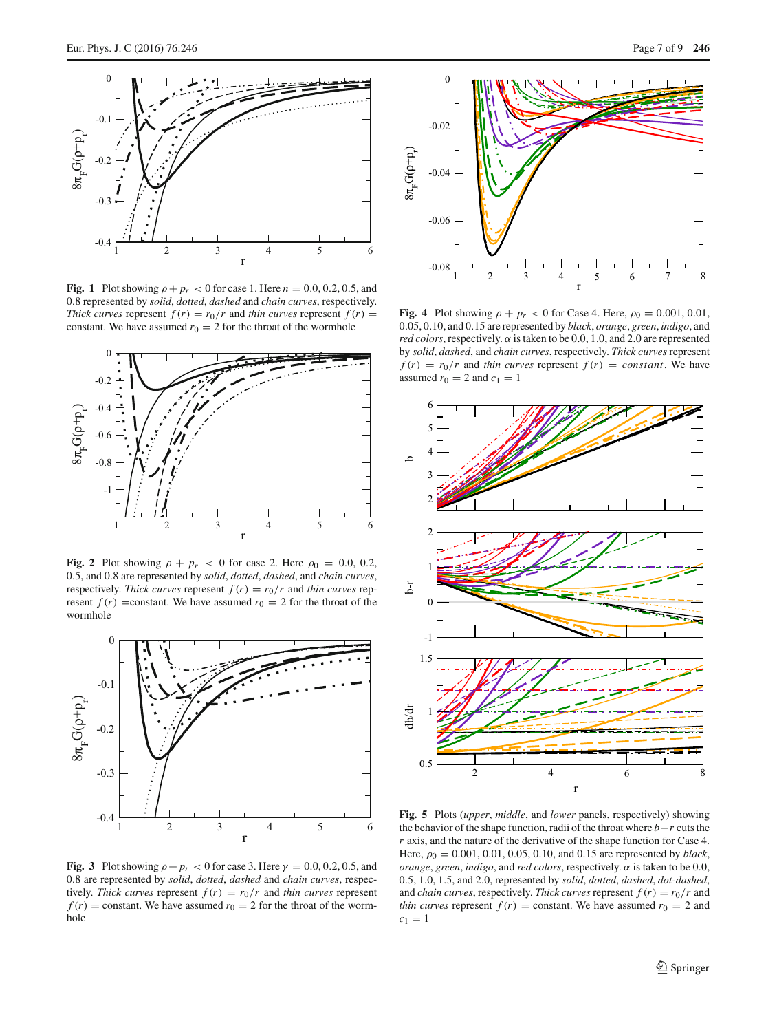**Fig. 1** Plot showing $\rho + p_r < 0$ for case 1. Here $n = 0.0, 0.2, 0.5$, and 0.8 represented by *solid*, *dotted*, *dashed* and *chain curves*, respectively. *Thick curves* represent $f(r) = r_0/r$ and *thin curves* represent $f(r) =$ constant. We have assumed $r_0 = 2$ for the throat of the wormhole

**Fig. 2** Plot showing $\rho + p_r < 0$ for case 2. Here $\rho_0 = 0.0, 0.2, 0.5$, and 0.8 are represented by *solid*, *dotted*, *dashed*, and *chain curves*, respectively. *Thick curves* represent $f(r) = r_0/r$ and *thin curves* represent $f(r)$ =constant. We have assumed $r_0 = 2$ for the throat of the wormhole

**Fig. 3** Plot showing $\rho + p_r < 0$ for case 3. Here $\gamma = 0.0, 0.2, 0.5$, and 0.8 are represented by *solid*, *dotted*, *dashed* and *chain curves*, respectively. *Thick curves* represent $f(r) = r_0/r$ and *thin curves* represent $f(r) =$ constant. We have assumed $r_0 = 2$ for the throat of the wormhole

**Fig. 4** Plot showing $\rho + p_r < 0$ for Case 4. Here, $\rho_0 = 0.001, 0.01, 0.05, 0.10$, and 0.15 are represented by *black*, *orange*, *green*, *indigo*, and *red colors*, respectively. $\alpha$ is taken to be 0.0, 1.0, and 2.0 are represented by *solid*, *dotted*, and *chain curves*, respectively. *Thick curves* represent $f(r) = r_0/r$ and *thin curves* represent $f(r) = constant$. We have assumed $r_0 = 2$ and $c_1 = 1$

**Fig. 5** Plots (*upper*, *middle*, and *lower* panels, respectively) showing the behavior of the shape function, radii of the throat where $b-r$ cuts the $r$ axis, and the nature of the derivative of the shape function for Case 4. Here, $\rho_0 = 0.001, 0.01, 0.05, 0.10$, and 0.15 are represented by *black*, *orange*, *green*, *indigo*, and *red colors*, respectively. $\alpha$ is taken to be 0.0, 0.5, 1.0, 1.5, and 2.0, represented by *solid*, *dotted*, *dashed*, *dot-dashed*, and *chain curves*, respectively. *Thick curves* represent $f(r) = r_0/r$ and *thin curves* represent $f(r) =$ constant. We have assumed $r_0 = 2$ and $c_1 = 1$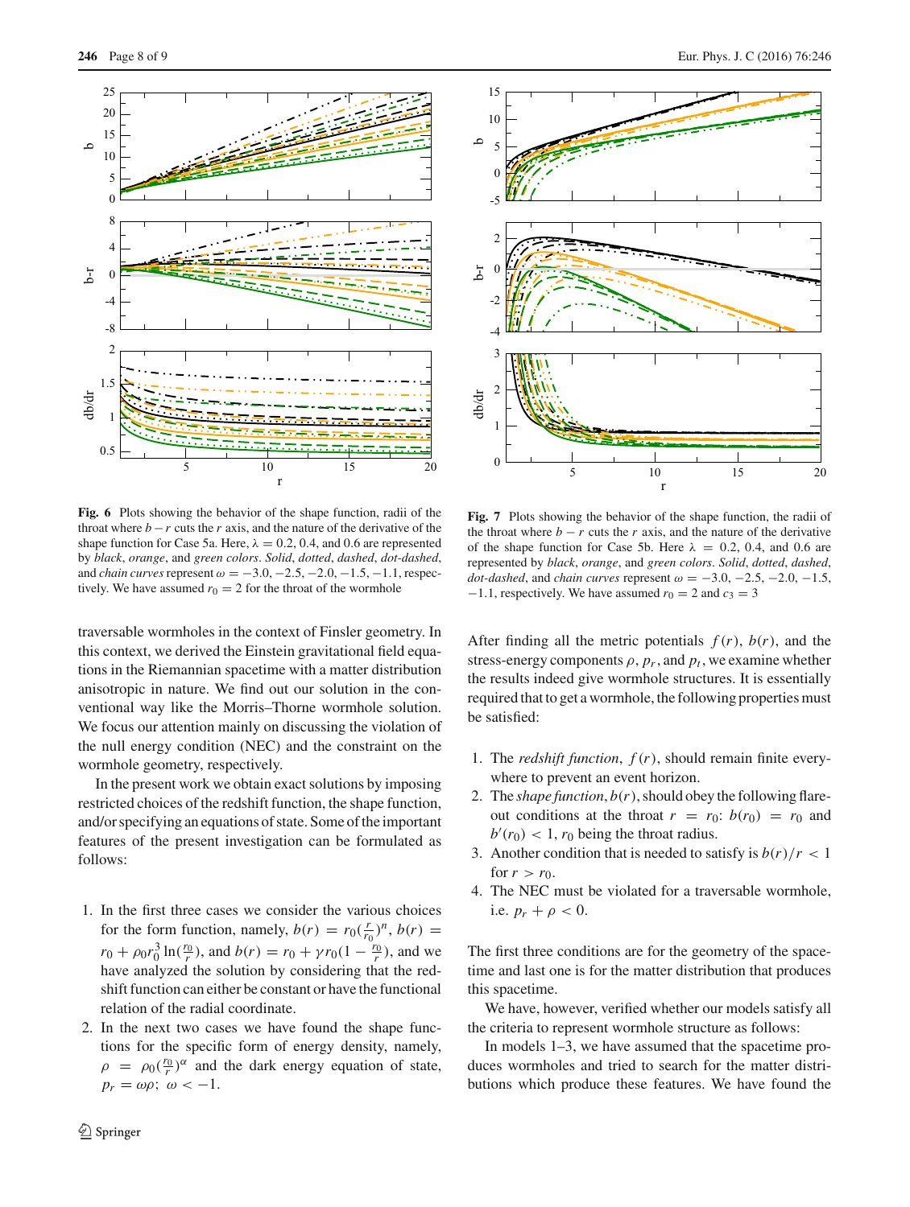Fig. 6 Plots showing the behavior of the shape function, radii of the throat where $b - r$ cuts the $r$ axis, and the nature of the derivative of the shape function for Case 5a. Here, $\lambda = 0.2, 0.4$, and 0.6 are represented by *black*, *orange*, and *green colors*. *Solid*, *dotted*, *dashed*, *dot-dashed*, and *chain curves* represent $\omega = -3.0, -2.5, -2.0, -1.5, -1.1$, respectively. We have assumed $r_0 = 2$ for the throat of the wormhole

Fig. 7 Plots showing the behavior of the shape function, the radii of the throat where $b - r$ cuts the $r$ axis, and the nature of the derivative of the shape function for Case 5b. Here $\lambda = 0.2, 0.4$, and 0.6 are represented by *black*, *orange*, and *green colors*. *Solid*, *dotted*, *dashed*, *dot-dashed*, and *chain curves* represent $\omega = -3.0, -2.5, -2.0, -1.5, -1.1$, respectively. We have assumed $r_0 = 2$ and $c_3 = 3$

traversable wormholes in the context of Finsler geometry. In this context, we derived the Einstein gravitational field equations in the Riemannian spacetime with a matter distribution anisotropic in nature. We find out our solution in the conventional way like the Morris–Thorne wormhole solution. We focus our attention mainly on discussing the violation of the null energy condition (NEC) and the constraint on the wormhole geometry, respectively.

In the present work we obtain exact solutions by imposing restricted choices of the redshift function, the shape function, and/or specifying an equations of state. Some of the important features of the present investigation can be formulated as follows:

1. In the first three cases we consider the various choices for the form function, namely, $b(r) = r_0(\frac{r}{r_0})^n$, $b(r) = r_0 + \rho_0 r_0^3 \ln(\frac{r_0}{r})$, and $b(r) = r_0 + \gamma r_0(1 - \frac{r_0}{r})$, and we have analyzed the solution by considering that the redshift function can either be constant or have the functional relation of the radial coordinate.
2. In the next two cases we have found the shape functions for the specific form of energy density, namely, $\rho = \rho_0(\frac{r_0}{r})^\alpha$ and the dark energy equation of state, $p_r = \omega\rho;\ \omega < -1$.

After finding all the metric potentials $f(r)$, $b(r)$, and the stress-energy components $\rho$, $p_r$, and $p_t$, we examine whether the results indeed give wormhole structures. It is essentially required that to get a wormhole, the following properties must be satisfied:

1. The *redshift function*, $f(r)$, should remain finite everywhere to prevent an event horizon.
2. The *shape function*, $b(r)$, should obey the following flare-out conditions at the throat $r = r_0$: $b(r_0) = r_0$ and $b'(r_0) < 1$, $r_0$ being the throat radius.
3. Another condition that is needed to satisfy is $b(r)/r < 1$ for $r > r_0$.
4. The NEC must be violated for a traversable wormhole, i.e. $p_r + \rho < 0$.

The first three conditions are for the geometry of the spacetime and last one is for the matter distribution that produces this spacetime.

We have, however, verified whether our models satisfy all the criteria to represent wormhole structure as follows:

In models 1–3, we have assumed that the spacetime produces wormholes and tried to search for the matter distributions which produce these features. We have found the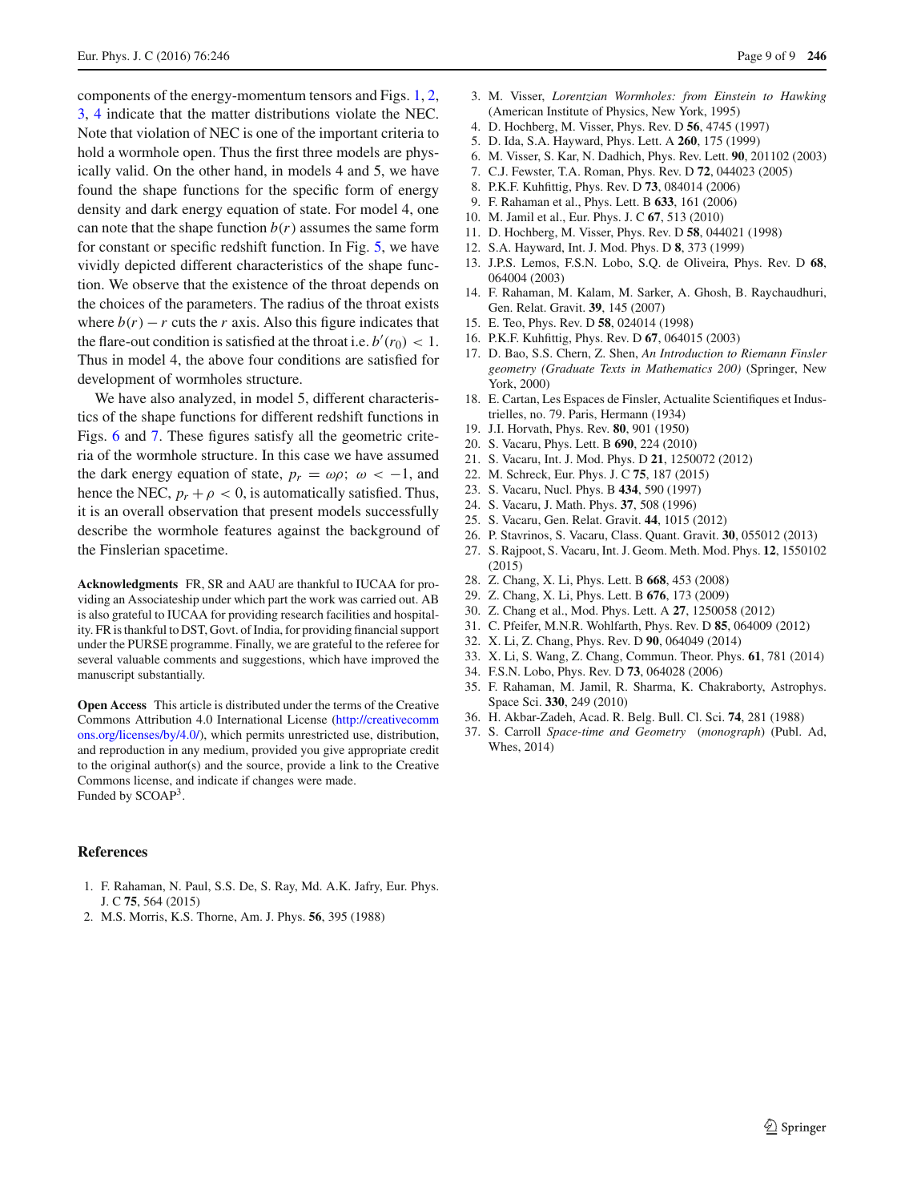components of the energy-momentum tensors and Figs. 1, 2, 3, 4 indicate that the matter distributions violate the NEC. Note that violation of NEC is one of the important criteria to hold a wormhole open. Thus the first three models are physically valid. On the other hand, in models 4 and 5, we have found the shape functions for the specific form of energy density and dark energy equation of state. For model 4, one can note that the shape function $b(r)$ assumes the same form for constant or specific redshift function. In Fig. 5, we have vividly depicted different characteristics of the shape function. We observe that the existence of the throat depends on the choices of the parameters. The radius of the throat exists where $b(r) - r$ cuts the $r$ axis. Also this figure indicates that the flare-out condition is satisfied at the throat i.e. $b'(r_0) < 1$. Thus in model 4, the above four conditions are satisfied for development of wormholes structure.

We have also analyzed, in model 5, different characteristics of the shape functions for different redshift functions in Figs. 6 and 7. These figures satisfy all the geometric criteria of the wormhole structure. In this case we have assumed the dark energy equation of state, $p_r = \omega\rho;\ \omega < -1$, and hence the NEC, $p_r + \rho < 0$, is automatically satisfied. Thus, it is an overall observation that present models successfully describe the wormhole features against the background of the Finslerian spacetime.

**Acknowledgments** FR, SR and AAU are thankful to IUCAA for providing an Associateship under which part the work was carried out. AB is also grateful to IUCAA for providing research facilities and hospitality. FR is thankful to DST, Govt. of India, for providing financial support under the PURSE programme. Finally, we are grateful to the referee for several valuable comments and suggestions, which have improved the manuscript substantially.

**Open Access** This article is distributed under the terms of the Creative Commons Attribution 4.0 International License (http://creativecommons.org/licenses/by/4.0/), which permits unrestricted use, distribution, and reproduction in any medium, provided you give appropriate credit to the original author(s) and the source, provide a link to the Creative Commons license, and indicate if changes were made.
Funded by SCOAP$^3$.

## References

1. F. Rahaman, N. Paul, S.S. De, S. Ray, Md. A.K. Jafry, Eur. Phys. J. C **75**, 564 (2015)
2. M.S. Morris, K.S. Thorne, Am. J. Phys. **56**, 395 (1988)
3. M. Visser, *Lorentzian Wormholes: from Einstein to Hawking* (American Institute of Physics, New York, 1995)
4. D. Hochberg, M. Visser, Phys. Rev. D **56**, 4745 (1997)
5. D. Ida, S.A. Hayward, Phys. Lett. A **260**, 175 (1999)
6. M. Visser, S. Kar, N. Dadhich, Phys. Rev. Lett. **90**, 201102 (2003)
7. C.J. Fewster, T.A. Roman, Phys. Rev. D **72**, 044023 (2005)
8. P.K.F. Kuhfittig, Phys. Rev. D **73**, 084014 (2006)
9. F. Rahaman et al., Phys. Lett. B **633**, 161 (2006)
10. M. Jamil et al., Eur. Phys. J. C **67**, 513 (2010)
11. D. Hochberg, M. Visser, Phys. Rev. D **58**, 044021 (1998)
12. S.A. Hayward, Int. J. Mod. Phys. D **8**, 373 (1999)
13. J.P.S. Lemos, F.S.N. Lobo, S.Q. de Oliveira, Phys. Rev. D **68**, 064004 (2003)
14. F. Rahaman, M. Kalam, M. Sarker, A. Ghosh, B. Raychaudhuri, Gen. Relat. Gravit. **39**, 145 (2007)
15. E. Teo, Phys. Rev. D **58**, 024014 (1998)
16. P.K.F. Kuhfittig, Phys. Rev. D **67**, 064015 (2003)
17. D. Bao, S.S. Chern, Z. Shen, *An Introduction to Riemann Finsler geometry (Graduate Texts in Mathematics 200)* (Springer, New York, 2000)
18. E. Cartan, Les Espaces de Finsler, Actualite Scientifiques et Industrielles, no. 79. Paris, Hermann (1934)
19. J.I. Horvath, Phys. Rev. **80**, 901 (1950)
20. S. Vacaru, Phys. Lett. B **690**, 224 (2010)
21. S. Vacaru, Int. J. Mod. Phys. D **21**, 1250072 (2012)
22. M. Schreck, Eur. Phys. J. C **75**, 187 (2015)
23. S. Vacaru, Nucl. Phys. B **434**, 590 (1997)
24. S. Vacaru, J. Math. Phys. **37**, 508 (1996)
25. S. Vacaru, Gen. Relat. Gravit. **44**, 1015 (2012)
26. P. Stavrinos, S. Vacaru, Class. Quant. Gravit. **30**, 055012 (2013)
27. S. Rajpoot, S. Vacaru, Int. J. Geom. Meth. Mod. Phys. **12**, 1550102 (2015)
28. Z. Chang, X. Li, Phys. Lett. B **668**, 453 (2008)
29. Z. Chang, X. Li, Phys. Lett. B **676**, 173 (2009)
30. Z. Chang et al., Mod. Phys. Lett. A **27**, 1250058 (2012)
31. C. Pfeifer, M.N.R. Wohlfarth, Phys. Rev. D **85**, 064009 (2012)
32. X. Li, Z. Chang, Phys. Rev. D **90**, 064049 (2014)
33. X. Li, S. Wang, Z. Chang, Commun. Theor. Phys. **61**, 781 (2014)
34. F.S.N. Lobo, Phys. Rev. D **73**, 064028 (2006)
35. F. Rahaman, M. Jamil, R. Sharma, K. Chakraborty, Astrophys. Space Sci. **330**, 249 (2010)
36. H. Akbar-Zadeh, Acad. R. Belg. Bull. Cl. Sci. **74**, 281 (1988)
37. S. Carroll *Space-time and Geometry* (*monograph*) (Publ. Ad, Whes, 2014)